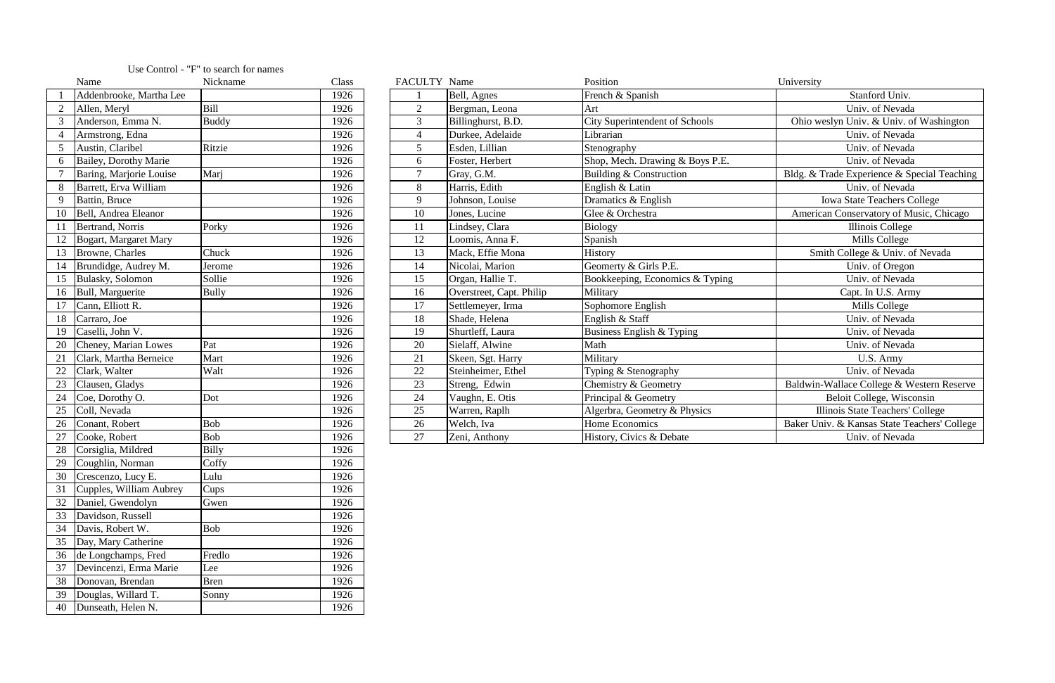Use Control - "F" to search for names

| | Name | Nickname | Class |
|---|---|---|---|
| 1 | Addenbrooke, Martha Lee | | 1926 |
| 2 | Allen, Meryl | Bill | 1926 |
| 3 | Anderson, Emma N. | Buddy | 1926 |
| 4 | Armstrong, Edna | | 1926 |
| 5 | Austin, Claribel | Ritzie | 1926 |
| 6 | Bailey, Dorothy Marie | | 1926 |
| 7 | Baring, Marjorie Louise | Marj | 1926 |
| 8 | Barrett, Erva William | | 1926 |
| 9 | Battin, Bruce | | 1926 |
| 10 | Bell, Andrea Eleanor | | 1926 |
| 11 | Bertrand, Norris | Porky | 1926 |
| 12 | Bogart, Margaret Mary | | 1926 |
| 13 | Browne, Charles | Chuck | 1926 |
| 14 | Brundidge, Audrey M. | Jerome | 1926 |
| 15 | Bulasky, Solomon | Sollie | 1926 |
| 16 | Bull, Marguerite | Bully | 1926 |
| 17 | Cann, Elliott R. | | 1926 |
| 18 | Carraro, Joe | | 1926 |
| 19 | Caselli, John V. | | 1926 |
| 20 | Cheney, Marian Lowes | Pat | 1926 |
| 21 | Clark, Martha Berneice | Mart | 1926 |
| 22 | Clark, Walter | Walt | 1926 |
| 23 | Clausen, Gladys | | 1926 |
| 24 | Coe, Dorothy O. | Dot | 1926 |
| 25 | Coll, Nevada | | 1926 |
| 26 | Conant, Robert | Bob | 1926 |
| 27 | Cooke, Robert | Bob | 1926 |
| 28 | Corsiglia, Mildred | Billy | 1926 |
| 29 | Coughlin, Norman | Coffy | 1926 |
| 30 | Crescenzo, Lucy E. | Lulu | 1926 |
| 31 | Cupples, William Aubrey | Cups | 1926 |
| 32 | Daniel, Gwendolyn | Gwen | 1926 |
| 33 | Davidson, Russell | | 1926 |
| 34 | Davis, Robert W. | Bob | 1926 |
| 35 | Day, Mary Catherine | | 1926 |
| 36 | de Longchamps, Fred | Fredlo | 1926 |
| 37 | Devincenzi, Erma Marie | Lee | 1926 |
| 38 | Donovan, Brendan | Bren | 1926 |
| 39 | Douglas, Willard T. | Sonny | 1926 |
| 40 | Dunseath, Helen N. | | 1926 |

| FACULTY | Name | Position | University |
|---|---|---|---|
| 1 | Bell, Agnes | French & Spanish | Stanford Univ. |
| 2 | Bergman, Leona | Art | Univ. of Nevada |
| 3 | Billinghurst, B.D. | City Superintendent of Schools | Ohio weslyn Univ. & Univ. of Washington |
| 4 | Durkee, Adelaide | Librarian | Univ. of Nevada |
| 5 | Esden, Lillian | Stenography | Univ. of Nevada |
| 6 | Foster, Herbert | Shop, Mech. Drawing & Boys P.E. | Univ. of Nevada |
| 7 | Gray, G.M. | Building & Construction | Bldg. & Trade Experience & Special Teaching |
| 8 | Harris, Edith | English & Latin | Univ. of Nevada |
| 9 | Johnson, Louise | Dramatics & English | Iowa State Teachers College |
| 10 | Jones, Lucine | Glee & Orchestra | American Conservatory of Music, Chicago |
| 11 | Lindsey, Clara | Biology | Illinois College |
| 12 | Loomis, Anna F. | Spanish | Mills College |
| 13 | Mack, Effie Mona | History | Smith College & Univ. of Nevada |
| 14 | Nicolai, Marion | Geomerty & Girls P.E. | Univ. of Oregon |
| 15 | Organ, Hallie T. | Bookkeeping, Economics & Typing | Univ. of Nevada |
| 16 | Overstreet, Capt. Philip | Military | Capt. In U.S. Army |
| 17 | Settlemeyer, Irma | Sophomore English | Mills College |
| 18 | Shade, Helena | English & Staff | Univ. of Nevada |
| 19 | Shurtleff, Laura | Business English & Typing | Univ. of Nevada |
| 20 | Sielaff, Alwine | Math | Univ. of Nevada |
| 21 | Skeen, Sgt. Harry | Military | U.S. Army |
| 22 | Steinheimer, Ethel | Typing & Stenography | Univ. of Nevada |
| 23 | Streng, Edwin | Chemistry & Geometry | Baldwin-Wallace College & Western Reserve |
| 24 | Vaughn, E. Otis | Principal & Geometry | Beloit College, Wisconsin |
| 25 | Warren, Raplh | Algerbra, Geometry & Physics | Illinois State Teachers' College |
| 26 | Welch, Iva | Home Economics | Baker Univ. & Kansas State Teachers' College |
| 27 | Zeni, Anthony | History, Civics & Debate | Univ. of Nevada |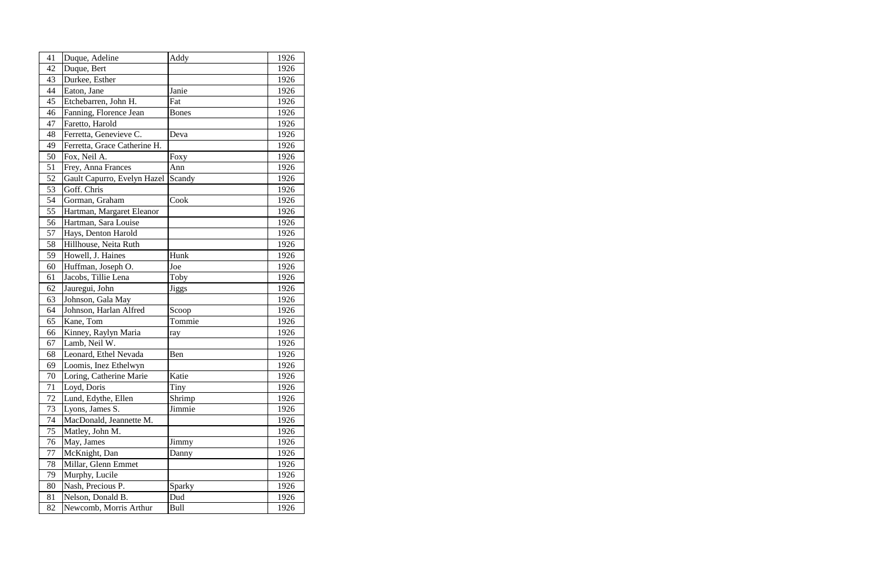| 41 | Duque, Adeline | Addy | 1926 |
|---|---|---|---|
| 42 | Duque, Bert | | 1926 |
| 43 | Durkee, Esther | | 1926 |
| 44 | Eaton, Jane | Janie | 1926 |
| 45 | Etchebarren, John H. | Fat | 1926 |
| 46 | Fanning, Florence Jean | Bones | 1926 |
| 47 | Faretto, Harold | | 1926 |
| 48 | Ferretta, Genevieve C. | Deva | 1926 |
| 49 | Ferretta, Grace Catherine H. | | 1926 |
| 50 | Fox, Neil A. | Foxy | 1926 |
| 51 | Frey, Anna Frances | Ann | 1926 |
| 52 | Gault Capurro, Evelyn Hazel | Scandy | 1926 |
| 53 | Goff. Chris | | 1926 |
| 54 | Gorman, Graham | Cook | 1926 |
| 55 | Hartman, Margaret Eleanor | | 1926 |
| 56 | Hartman, Sara Louise | | 1926 |
| 57 | Hays, Denton Harold | | 1926 |
| 58 | Hillhouse, Neita Ruth | | 1926 |
| 59 | Howell, J. Haines | Hunk | 1926 |
| 60 | Huffman, Joseph O. | Joe | 1926 |
| 61 | Jacobs, Tillie Lena | Toby | 1926 |
| 62 | Jauregui, John | Jiggs | 1926 |
| 63 | Johnson, Gala May | | 1926 |
| 64 | Johnson, Harlan Alfred | Scoop | 1926 |
| 65 | Kane, Tom | Tommie | 1926 |
| 66 | Kinney, Raylyn Maria | ray | 1926 |
| 67 | Lamb, Neil W. | | 1926 |
| 68 | Leonard, Ethel Nevada | Ben | 1926 |
| 69 | Loomis, Inez Ethelwyn | | 1926 |
| 70 | Loring, Catherine Marie | Katie | 1926 |
| 71 | Loyd, Doris | Tiny | 1926 |
| 72 | Lund, Edythe, Ellen | Shrimp | 1926 |
| 73 | Lyons, James S. | Jimmie | 1926 |
| 74 | MacDonald, Jeannette M. | | 1926 |
| 75 | Matley, John M. | | 1926 |
| 76 | May, James | Jimmy | 1926 |
| 77 | McKnight, Dan | Danny | 1926 |
| 78 | Millar, Glenn Emmet | | 1926 |
| 79 | Murphy, Lucile | | 1926 |
| 80 | Nash, Precious P. | Sparky | 1926 |
| 81 | Nelson, Donald B. | Dud | 1926 |
| 82 | Newcomb, Morris Arthur | Bull | 1926 |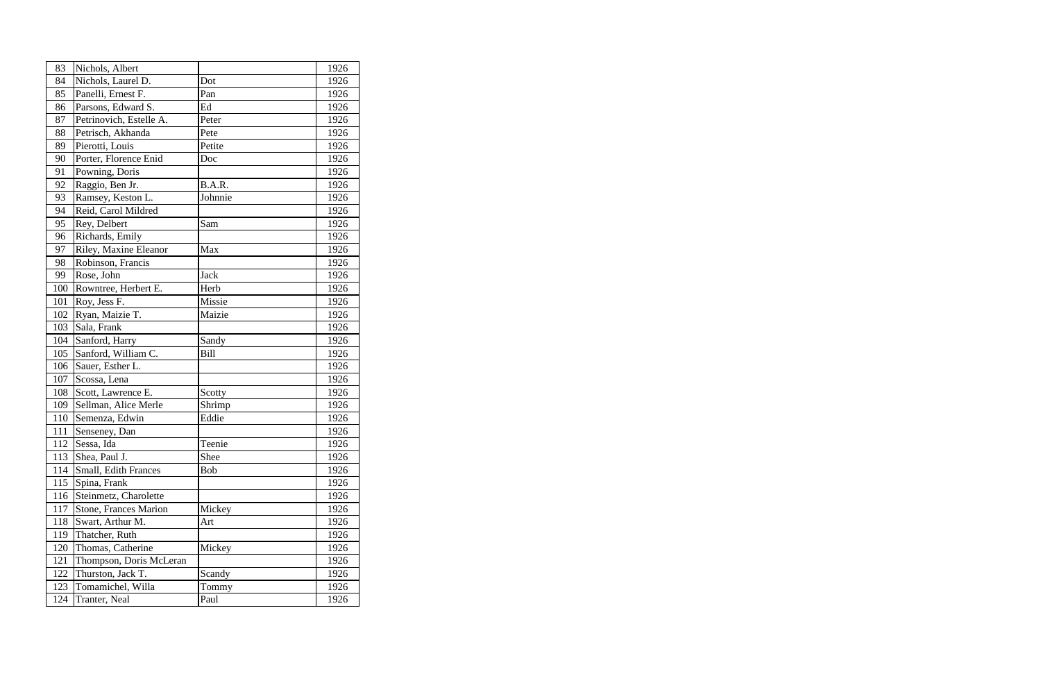| 83 | Nichols, Albert | | 1926 |
|---|---|---|---|
| 84 | Nichols, Laurel D. | Dot | 1926 |
| 85 | Panelli, Ernest F. | Pan | 1926 |
| 86 | Parsons, Edward S. | Ed | 1926 |
| 87 | Petrinovich, Estelle A. | Peter | 1926 |
| 88 | Petrisch, Akhanda | Pete | 1926 |
| 89 | Pierotti, Louis | Petite | 1926 |
| 90 | Porter, Florence Enid | Doc | 1926 |
| 91 | Powning, Doris | | 1926 |
| 92 | Raggio, Ben Jr. | B.A.R. | 1926 |
| 93 | Ramsey, Keston L. | Johnnie | 1926 |
| 94 | Reid, Carol Mildred | | 1926 |
| 95 | Rey, Delbert | Sam | 1926 |
| 96 | Richards, Emily | | 1926 |
| 97 | Riley, Maxine Eleanor | Max | 1926 |
| 98 | Robinson, Francis | | 1926 |
| 99 | Rose, John | Jack | 1926 |
| 100 | Rowntree, Herbert E. | Herb | 1926 |
| 101 | Roy, Jess F. | Missie | 1926 |
| 102 | Ryan, Maizie T. | Maizie | 1926 |
| 103 | Sala, Frank | | 1926 |
| 104 | Sanford, Harry | Sandy | 1926 |
| 105 | Sanford, William C. | Bill | 1926 |
| 106 | Sauer, Esther L. | | 1926 |
| 107 | Scossa, Lena | | 1926 |
| 108 | Scott, Lawrence E. | Scotty | 1926 |
| 109 | Sellman, Alice Merle | Shrimp | 1926 |
| 110 | Semenza, Edwin | Eddie | 1926 |
| 111 | Senseney, Dan | | 1926 |
| 112 | Sessa, Ida | Teenie | 1926 |
| 113 | Shea, Paul J. | Shee | 1926 |
| 114 | Small, Edith Frances | Bob | 1926 |
| 115 | Spina, Frank | | 1926 |
| 116 | Steinmetz, Charolette | | 1926 |
| 117 | Stone, Frances Marion | Mickey | 1926 |
| 118 | Swart, Arthur M. | Art | 1926 |
| 119 | Thatcher, Ruth | | 1926 |
| 120 | Thomas, Catherine | Mickey | 1926 |
| 121 | Thompson, Doris McLeran | | 1926 |
| 122 | Thurston, Jack T. | Scandy | 1926 |
| 123 | Tomamichel, Willa | Tommy | 1926 |
| 124 | Tranter, Neal | Paul | 1926 |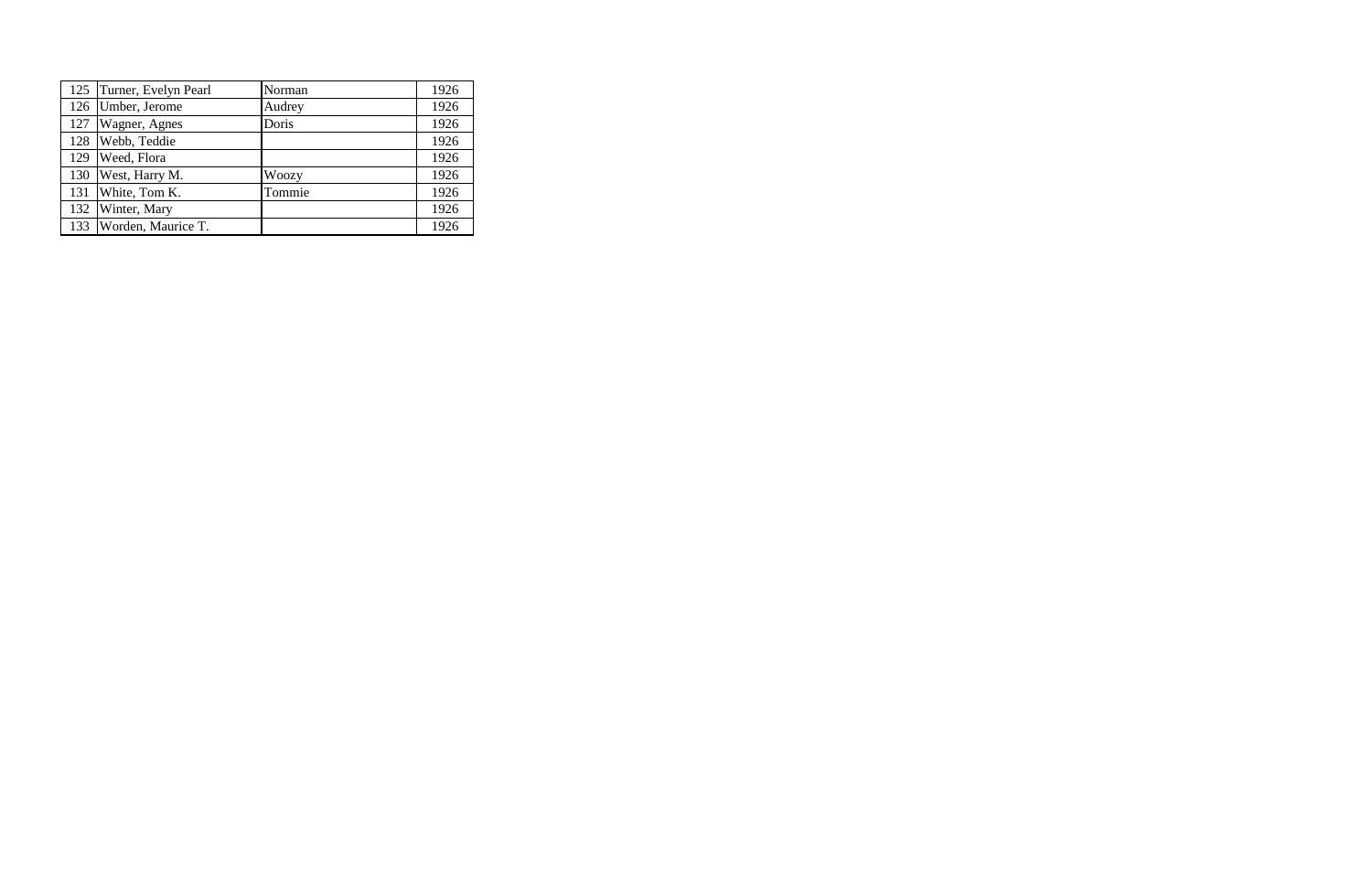| | | | |
|---|---|---|---|
| 125 | Turner, Evelyn Pearl | Norman | 1926 |
| 126 | Umber, Jerome | Audrey | 1926 |
| 127 | Wagner, Agnes | Doris | 1926 |
| 128 | Webb, Teddie | | 1926 |
| 129 | Weed, Flora | | 1926 |
| 130 | West, Harry M. | Woozy | 1926 |
| 131 | White, Tom K. | Tommie | 1926 |
| 132 | Winter, Mary | | 1926 |
| 133 | Worden, Maurice T. | | 1926 |